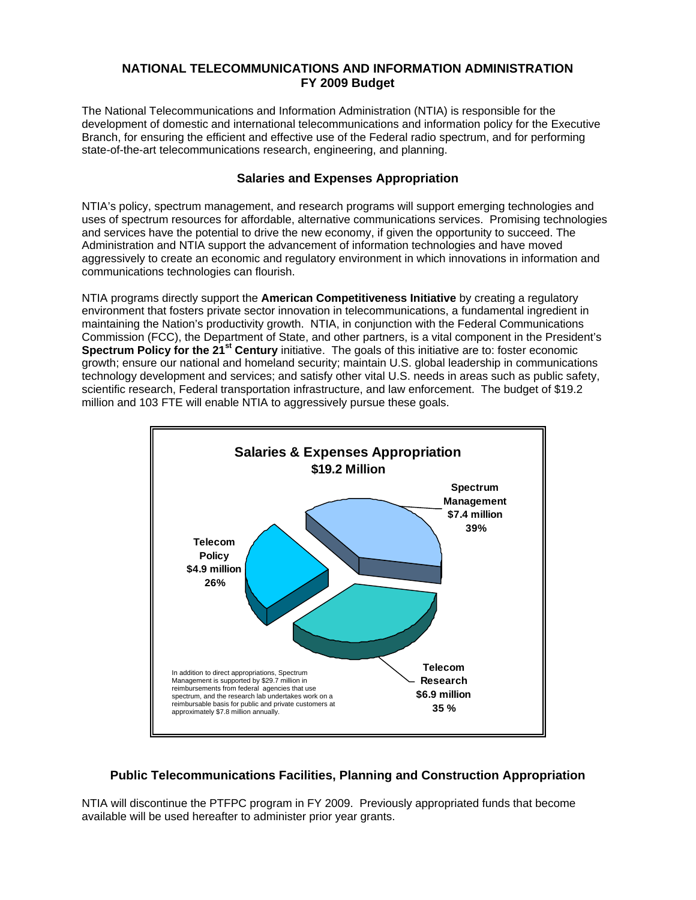# NATIONAL TELECOMMUNICATIONS AND INFORMATION ADMINISTRATION
## FY 2009 Budget

The National Telecommunications and Information Administration (NTIA) is responsible for the development of domestic and international telecommunications and information policy for the Executive Branch, for ensuring the efficient and effective use of the Federal radio spectrum, and for performing state-of-the-art telecommunications research, engineering, and planning.

## Salaries and Expenses Appropriation

NTIA's policy, spectrum management, and research programs will support emerging technologies and uses of spectrum resources for affordable, alternative communications services. Promising technologies and services have the potential to drive the new economy, if given the opportunity to succeed. The Administration and NTIA support the advancement of information technologies and have moved aggressively to create an economic and regulatory environment in which innovations in information and communications technologies can flourish.

NTIA programs directly support the **American Competitiveness Initiative** by creating a regulatory environment that fosters private sector innovation in telecommunications, a fundamental ingredient in maintaining the Nation's productivity growth. NTIA, in conjunction with the Federal Communications Commission (FCC), the Department of State, and other partners, is a vital component in the President's **Spectrum Policy for the 21st Century** initiative. The goals of this initiative are to: foster economic growth; ensure our national and homeland security; maintain U.S. global leadership in communications technology development and services; and satisfy other vital U.S. needs in areas such as public safety, scientific research, Federal transportation infrastructure, and law enforcement. The budget of $19.2 million and 103 FTE will enable NTIA to aggressively pursue these goals.

**Salaries & Expenses Appropriation**
**$19.2 Million**

| Program | Amount | Share |
|---|---|---|
| Spectrum Management | $7.4 million | 39% |
| Telecom Research | $6.9 million | 35 % |
| Telecom Policy | $4.9 million | 26% |

In addition to direct appropriations, Spectrum Management is supported by $29.7 million in reimbursements from federal agencies that use spectrum, and the research lab undertakes work on a reimbursable basis for public and private customers at approximately $7.8 million annually.

## Public Telecommunications Facilities, Planning and Construction Appropriation

NTIA will discontinue the PTFPC program in FY 2009. Previously appropriated funds that become available will be used hereafter to administer prior year grants.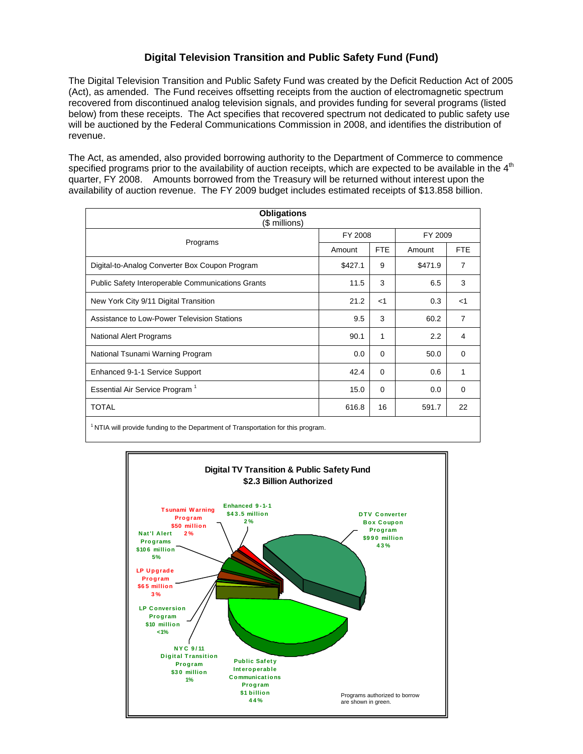## Digital Television Transition and Public Safety Fund (Fund)

The Digital Television Transition and Public Safety Fund was created by the Deficit Reduction Act of 2005 (Act), as amended. The Fund receives offsetting receipts from the auction of electromagnetic spectrum recovered from discontinued analog television signals, and provides funding for several programs (listed below) from these receipts. The Act specifies that recovered spectrum not dedicated to public safety use will be auctioned by the Federal Communications Commission in 2008, and identifies the distribution of revenue.

The Act, as amended, also provided borrowing authority to the Department of Commerce to commence specified programs prior to the availability of auction receipts, which are expected to be available in the 4th quarter, FY 2008. Amounts borrowed from the Treasury will be returned without interest upon the availability of auction revenue. The FY 2009 budget includes estimated receipts of $13.858 billion.

**Obligations**
($ millions)

| Programs | FY 2008 | | FY 2009 | |
|---|---|---|---|---|
| | Amount | FTE | Amount | FTE |
| Digital-to-Analog Converter Box Coupon Program | $427.1 | 9 | $471.9 | 7 |
| Public Safety Interoperable Communications Grants | 11.5 | 3 | 6.5 | 3 |
| New York City 9/11 Digital Transition | 21.2 | <1 | 0.3 | <1 |
| Assistance to Low-Power Television Stations | 9.5 | 3 | 60.2 | 7 |
| National Alert Programs | 90.1 | 1 | 2.2 | 4 |
| National Tsunami Warning Program | 0.0 | 0 | 50.0 | 0 |
| Enhanced 9-1-1 Service Support | 42.4 | 0 | 0.6 | 1 |
| Essential Air Service Program [1] | 15.0 | 0 | 0.0 | 0 |
| TOTAL | 616.8 | 16 | 591.7 | 22 |

[1] NTIA will provide funding to the Department of Transportation for this program.

Digital TV Transition & Public Safety Fund
$2.3 Billion Authorized

Tsunami Warning Program $50 million 2%
Enhanced 9-1-1 $43.5 million 2%
DTV Converter Box Coupon Program $990 million 43%
Nat'l Alert Programs $106 million 5%
LP Upgrade Program $65 million 3%
LP Conversion Program $10 million <1%
NYC 9/11 Digital Transition Program $30 million 1%
Public Safety Interoperable Communications Program $1 billion 44%

Programs authorized to borrow are shown in green.